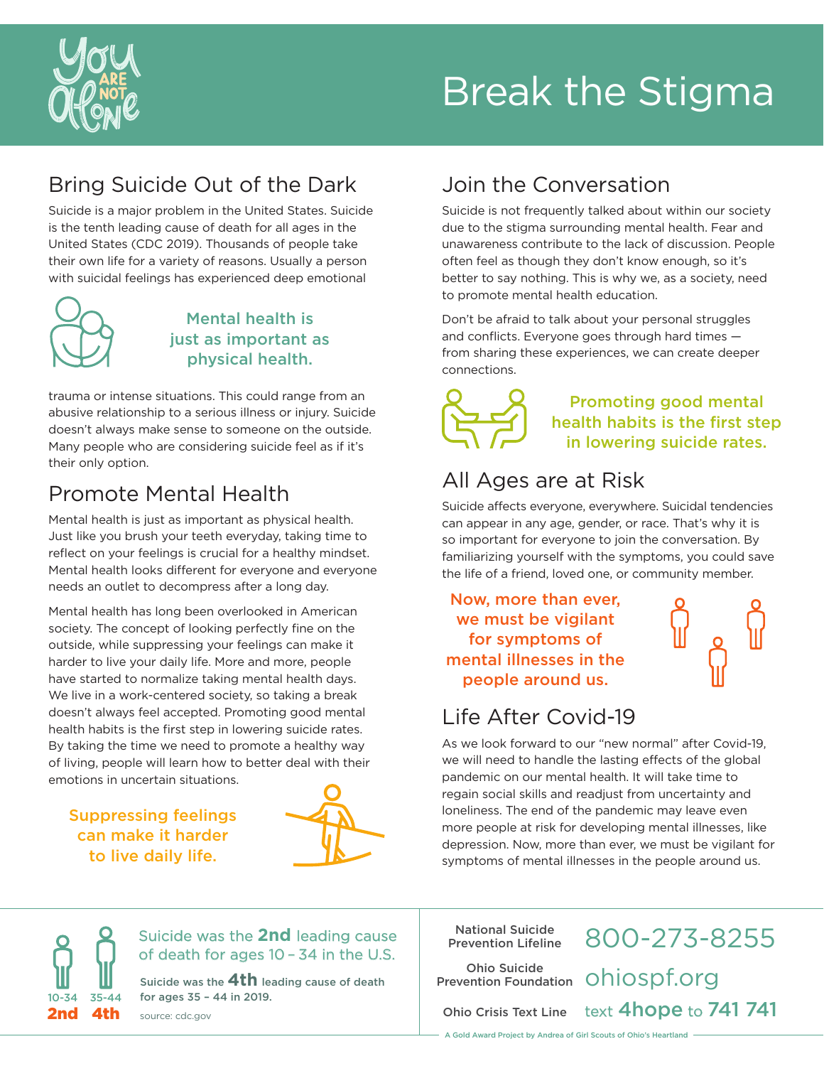You ARE NOT Alone

# Break the Stigma

## Bring Suicide Out of the Dark

Suicide is a major problem in the United States. Suicide is the tenth leading cause of death for all ages in the United States (CDC 2019). Thousands of people take their own life for a variety of reasons. Usually a person with suicidal feelings has experienced deep emotional trauma or intense situations. This could range from an abusive relationship to a serious illness or injury. Suicide doesn't always make sense to someone on the outside. Many people who are considering suicide feel as if it's their only option.

**Mental health is just as important as physical health.**

## Promote Mental Health

Mental health is just as important as physical health. Just like you brush your teeth everyday, taking time to reflect on your feelings is crucial for a healthy mindset. Mental health looks different for everyone and everyone needs an outlet to decompress after a long day.

Mental health has long been overlooked in American society. The concept of looking perfectly fine on the outside, while suppressing your feelings can make it harder to live your daily life. More and more, people have started to normalize taking mental health days. We live in a work-centered society, so taking a break doesn't always feel accepted. Promoting good mental health habits is the first step in lowering suicide rates. By taking the time we need to promote a healthy way of living, people will learn how to better deal with their emotions in uncertain situations.

**Suppressing feelings can make it harder to live daily life.**

## Join the Conversation

Suicide is not frequently talked about within our society due to the stigma surrounding mental health. Fear and unawareness contribute to the lack of discussion. People often feel as though they don't know enough, so it's better to say nothing. This is why we, as a society, need to promote mental health education.

Don't be afraid to talk about your personal struggles and conflicts. Everyone goes through hard times — from sharing these experiences, we can create deeper connections.

**Promoting good mental health habits is the first step in lowering suicide rates.**

## All Ages are at Risk

Suicide affects everyone, everywhere. Suicidal tendencies can appear in any age, gender, or race. That's why it is so important for everyone to join the conversation. By familiarizing yourself with the symptoms, you could save the life of a friend, loved one, or community member.

**Now, more than ever, we must be vigilant for symptoms of mental illnesses in the people around us.**

## Life After Covid-19

As we look forward to our "new normal" after Covid-19, we will need to handle the lasting effects of the global pandemic on our mental health. It will take time to regain social skills and readjust from uncertainty and loneliness. The end of the pandemic may leave even more people at risk for developing mental illnesses, like depression. Now, more than ever, we must be vigilant for symptoms of mental illnesses in the people around us.

---

10-34: **2nd** | 35-44: **4th**

Suicide was the **2nd** leading cause of death for ages 10 – 34 in the U.S.

Suicide was the **4th** leading cause of death for ages 35 – 44 in 2019.

source: cdc.gov

| | |
|---|---|
| National Suicide Prevention Lifeline | 800-273-8255 |
| Ohio Suicide Prevention Foundation | ohiospf.org |
| Ohio Crisis Text Line | text **4hope** to **741 741** |

A Gold Award Project by Andrea of Girl Scouts of Ohio's Heartland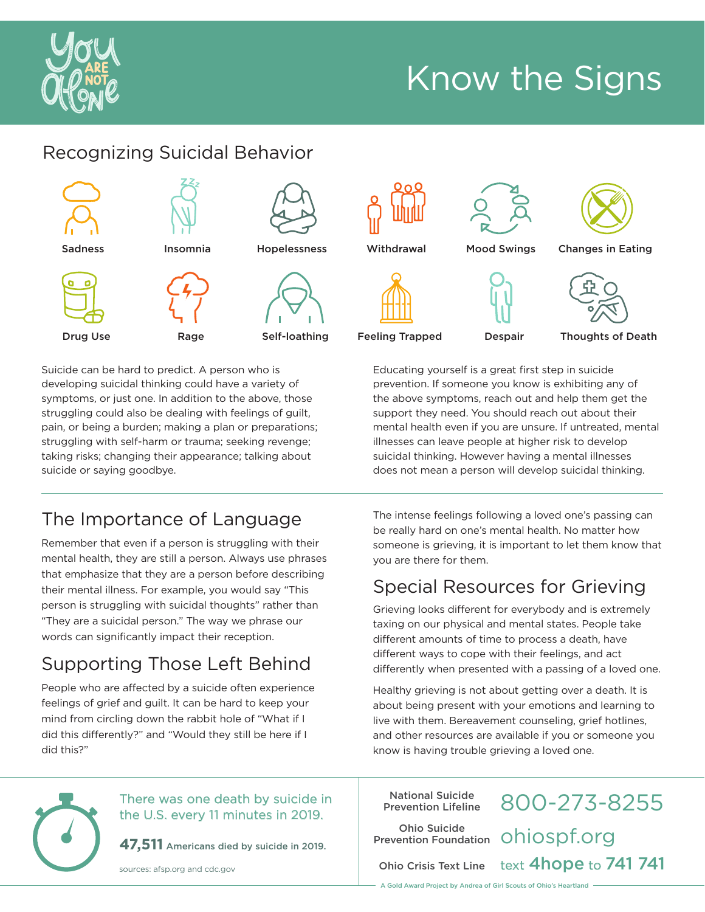# Know the Signs

## Recognizing Suicidal Behavior

Sadness
Insomnia
Hopelessness
Withdrawal
Mood Swings
Changes in Eating
Drug Use
Rage
Self-loathing
Feeling Trapped
Despair
Thoughts of Death

Suicide can be hard to predict. A person who is developing suicidal thinking could have a variety of symptoms, or just one. In addition to the above, those struggling could also be dealing with feelings of guilt, pain, or being a burden; making a plan or preparations; struggling with self-harm or trauma; seeking revenge; taking risks; changing their appearance; talking about suicide or saying goodbye.

Educating yourself is a great first step in suicide prevention. If someone you know is exhibiting any of the above symptoms, reach out and help them get the support they need. You should reach out about their mental health even if you are unsure. If untreated, mental illnesses can leave people at higher risk to develop suicidal thinking. However having a mental illnesses does not mean a person will develop suicidal thinking.

## The Importance of Language

Remember that even if a person is struggling with their mental health, they are still a person. Always use phrases that emphasize that they are a person before describing their mental illness. For example, you would say "This person is struggling with suicidal thoughts" rather than "They are a suicidal person." The way we phrase our words can significantly impact their reception.

## Supporting Those Left Behind

People who are affected by a suicide often experience feelings of grief and guilt. It can be hard to keep your mind from circling down the rabbit hole of "What if I did this differently?" and "Would they still be here if I did this?"

The intense feelings following a loved one's passing can be really hard on one's mental health. No matter how someone is grieving, it is important to let them know that you are there for them.

## Special Resources for Grieving

Grieving looks different for everybody and is extremely taxing on our physical and mental states. People take different amounts of time to process a death, have different ways to cope with their feelings, and act differently when presented with a passing of a loved one.

Healthy grieving is not about getting over a death. It is about being present with your emotions and learning to live with them. Bereavement counseling, grief hotlines, and other resources are available if you or someone you know is having trouble grieving a loved one.

There was one death by suicide in the U.S. every 11 minutes in 2019.

**47,511** Americans died by suicide in 2019.

sources: afsp.org and cdc.gov

| | |
|---|---|
| National Suicide Prevention Lifeline | 800-273-8255 |
| Ohio Suicide Prevention Foundation | ohiospf.org |
| Ohio Crisis Text Line | text **4hope** to **741 741** |

A Gold Award Project by Andrea of Girl Scouts of Ohio's Heartland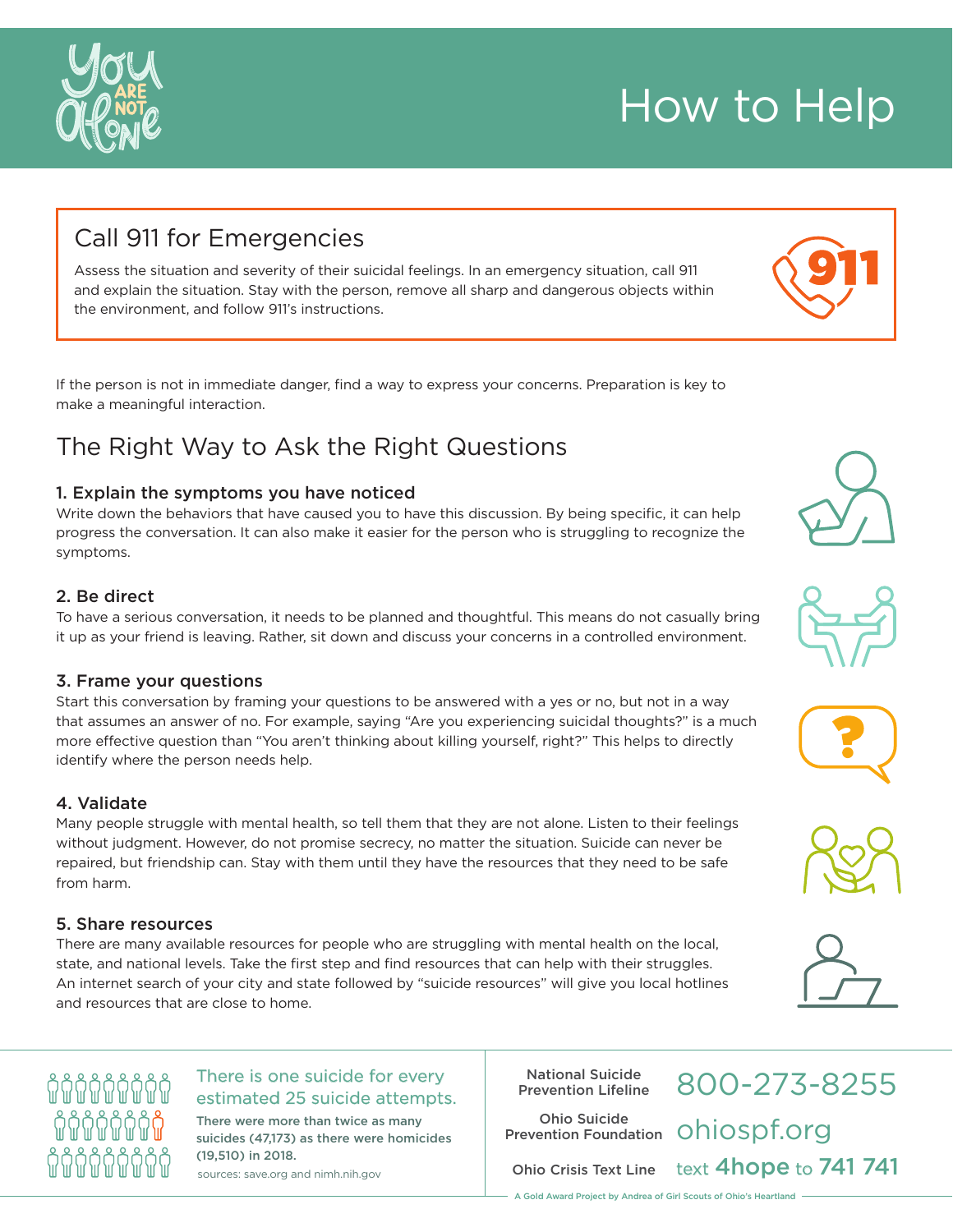# How to Help

## Call 911 for Emergencies

Assess the situation and severity of their suicidal feelings. In an emergency situation, call 911 and explain the situation. Stay with the person, remove all sharp and dangerous objects within the environment, and follow 911's instructions.

If the person is not in immediate danger, find a way to express your concerns. Preparation is key to make a meaningful interaction.

## The Right Way to Ask the Right Questions

### 1. Explain the symptoms you have noticed

Write down the behaviors that have caused you to have this discussion. By being specific, it can help progress the conversation. It can also make it easier for the person who is struggling to recognize the symptoms.

### 2. Be direct

To have a serious conversation, it needs to be planned and thoughtful. This means do not casually bring it up as your friend is leaving. Rather, sit down and discuss your concerns in a controlled environment.

### 3. Frame your questions

Start this conversation by framing your questions to be answered with a yes or no, but not in a way that assumes an answer of no. For example, saying "Are you experiencing suicidal thoughts?" is a much more effective question than "You aren't thinking about killing yourself, right?" This helps to directly identify where the person needs help.

### 4. Validate

Many people struggle with mental health, so tell them that they are not alone. Listen to their feelings without judgment. However, do not promise secrecy, no matter the situation. Suicide can never be repaired, but friendship can. Stay with them until they have the resources that they need to be safe from harm.

### 5. Share resources

There are many available resources for people who are struggling with mental health on the local, state, and national levels. Take the first step and find resources that can help with their struggles. An internet search of your city and state followed by "suicide resources" will give you local hotlines and resources that are close to home.

There is one suicide for every estimated 25 suicide attempts.

**There were more than twice as many suicides (47,173) as there were homicides (19,510) in 2018.**

sources: save.org and nimh.nih.gov

| | |
|---|---|
| **National Suicide Prevention Lifeline** | 800-273-8255 |
| **Ohio Suicide Prevention Foundation** | ohiospf.org |
| **Ohio Crisis Text Line** | text **4hope** to **741 741** |

A Gold Award Project by Andrea of Girl Scouts of Ohio's Heartland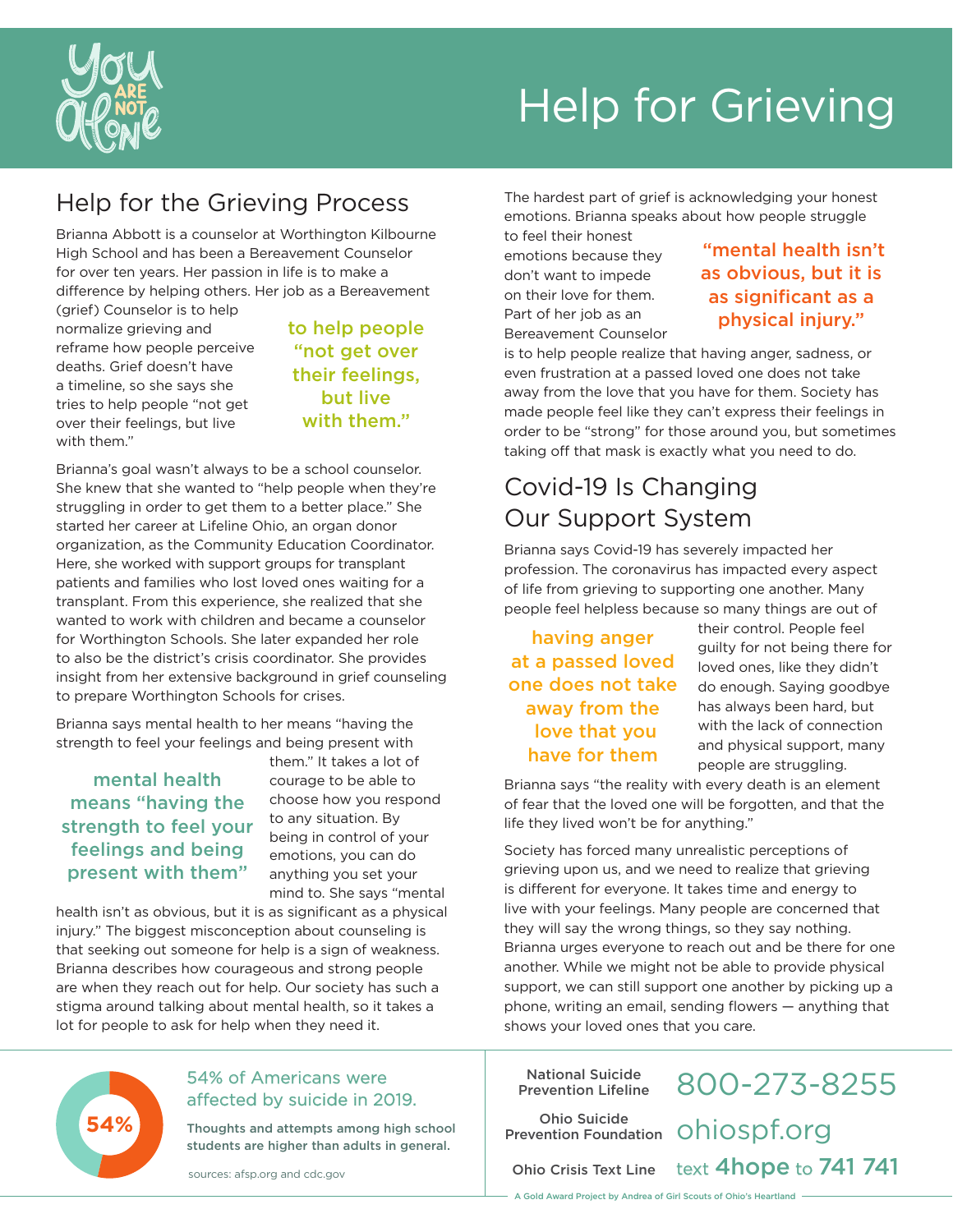You ARE NOT Alone

# Help for Grieving

## Help for the Grieving Process

Brianna Abbott is a counselor at Worthington Kilbourne High School and has been a Bereavement Counselor for over ten years. Her passion in life is to make a difference by helping others. Her job as a Bereavement (grief) Counselor is to help normalize grieving and reframe how people perceive deaths. Grief doesn't have a timeline, so she says she tries to help people "not get over their feelings, but live with them."

> to help people "not get over their feelings, but live with them."

Brianna's goal wasn't always to be a school counselor. She knew that she wanted to "help people when they're struggling in order to get them to a better place." She started her career at Lifeline Ohio, an organ donor organization, as the Community Education Coordinator. Here, she worked with support groups for transplant patients and families who lost loved ones waiting for a transplant. From this experience, she realized that she wanted to work with children and became a counselor for Worthington Schools. She later expanded her role to also be the district's crisis coordinator. She provides insight from her extensive background in grief counseling to prepare Worthington Schools for crises.

Brianna says mental health to her means "having the strength to feel your feelings and being present with them." It takes a lot of courage to be able to choose how you respond to any situation. By being in control of your emotions, you can do anything you set your mind to. She says "mental health isn't as obvious, but it is as significant as a physical injury." The biggest misconception about counseling is that seeking out someone for help is a sign of weakness. Brianna describes how courageous and strong people are when they reach out for help. Our society has such a stigma around talking about mental health, so it takes a lot for people to ask for help when they need it.

> mental health means "having the strength to feel your feelings and being present with them"

The hardest part of grief is acknowledging your honest emotions. Brianna speaks about how people struggle to feel their honest emotions because they don't want to impede on their love for them. Part of her job as an Bereavement Counselor is to help people realize that having anger, sadness, or even frustration at a passed loved one does not take away from the love that you have for them. Society has made people feel like they can't express their feelings in order to be "strong" for those around you, but sometimes taking off that mask is exactly what you need to do.

> "mental health isn't as obvious, but it is as significant as a physical injury."

## Covid-19 Is Changing Our Support System

Brianna says Covid-19 has severely impacted her profession. The coronavirus has impacted every aspect of life from grieving to supporting one another. Many people feel helpless because so many things are out of their control. People feel guilty for not being there for loved ones, like they didn't do enough. Saying goodbye has always been hard, but with the lack of connection and physical support, many people are struggling.

> having anger at a passed loved one does not take away from the love that you have for them

Brianna says "the reality with every death is an element of fear that the loved one will be forgotten, and that the life they lived won't be for anything."

Society has forced many unrealistic perceptions of grieving upon us, and we need to realize that grieving is different for everyone. It takes time and energy to live with your feelings. Many people are concerned that they will say the wrong things, so they say nothing. Brianna urges everyone to reach out and be there for one another. While we might not be able to provide physical support, we can still support one another by picking up a phone, writing an email, sending flowers — anything that shows your loved ones that you care.

54%

54% of Americans were affected by suicide in 2019.

**Thoughts and attempts among high school students are higher than adults in general.**

sources: afsp.org and cdc.gov

National Suicide Prevention Lifeline — 800-273-8255

Ohio Suicide Prevention Foundation — ohiospf.org

Ohio Crisis Text Line — text **4hope** to **741 741**

A Gold Award Project by Andrea of Girl Scouts of Ohio's Heartland